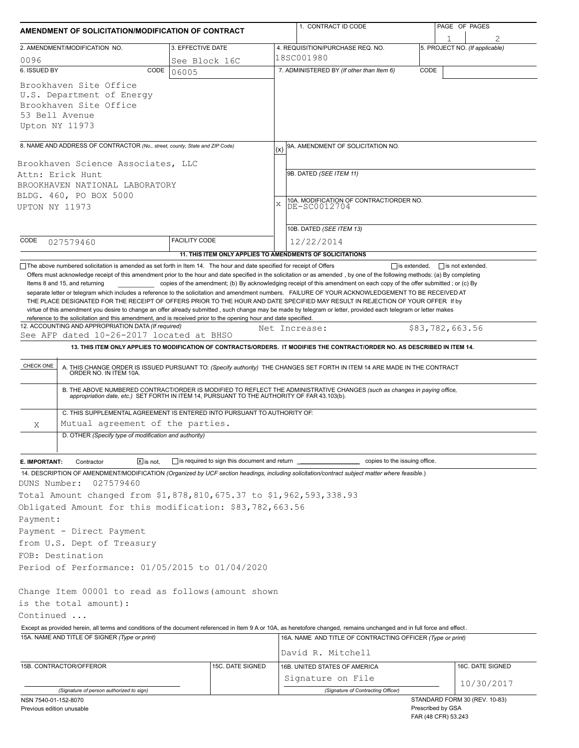## AMENDMENT OF SOLICITATION/MODIFICATION OF CONTRACT

| 1. CONTRACT ID CODE | PAGE OF PAGES |
|---|---|
| | 1 / 2 |

| 2. AMENDMENT/MODIFICATION NO. | 3. EFFECTIVE DATE | 4. REQUISITION/PURCHASE REQ. NO. | 5. PROJECT NO. (If applicable) |
|---|---|---|---|
| 0096 | See Block 16C | 18SC001980 | |

**6. ISSUED BY** CODE 06005

Brookhaven Site Office
U.S. Department of Energy
Brookhaven Site Office
53 Bell Avenue
Upton NY 11973

**7. ADMINISTERED BY** *(If other than Item 6)* CODE

**8. NAME AND ADDRESS OF CONTRACTOR** *(No., street, county, State and ZIP Code)*

Brookhaven Science Associates, LLC
Attn: Erick Hunt
BROOKHAVEN NATIONAL LABORATORY
BLDG. 460, PO BOX 5000
UPTON NY 11973

CODE 027579460 FACILITY CODE

(x) 9A. AMENDMENT OF SOLICITATION NO.

9B. DATED *(SEE ITEM 11)*

X 10A. MODIFICATION OF CONTRACT/ORDER NO.
DE-SC0012704

10B. DATED *(SEE ITEM 13)*
12/22/2014

**11. THIS ITEM ONLY APPLIES TO AMENDMENTS OF SOLICITATIONS**

☐ The above numbered solicitation is amended as set forth in Item 14. The hour and date specified for receipt of Offers ☐ is extended, ☐ is not extended.
Offers must acknowledge receipt of this amendment prior to the hour and date specified in the solicitation or as amended , by one of the following methods: (a) By completing Items 8 and 15, and returning __________ copies of the amendment; (b) By acknowledging receipt of this amendment on each copy of the offer submitted ; or (c) By separate letter or telegram which includes a reference to the solicitation and amendment numbers. FAILURE OF YOUR ACKNOWLEDGEMENT TO BE RECEIVED AT THE PLACE DESIGNATED FOR THE RECEIPT OF OFFERS PRIOR TO THE HOUR AND DATE SPECIFIED MAY RESULT IN REJECTION OF YOUR OFFER If by virtue of this amendment you desire to change an offer already submitted , such change may be made by telegram or letter, provided each telegram or letter makes reference to the solicitation and this amendment, and is received prior to the opening hour and date specified.

**12. ACCOUNTING AND APPROPRIATION DATA** *(If required)*
See AFP dated 10-26-2017 located at BHSO Net Increase: $83,782,663.56

**13. THIS ITEM ONLY APPLIES TO MODIFICATION OF CONTRACTS/ORDERS. IT MODIFIES THE CONTRACT/ORDER NO. AS DESCRIBED IN ITEM 14.**

| CHECK ONE | |
|---|---|
| | A. THIS CHANGE ORDER IS ISSUED PURSUANT TO: *(Specify authority)* THE CHANGES SET FORTH IN ITEM 14 ARE MADE IN THE CONTRACT ORDER NO. IN ITEM 10A. |
| | B. THE ABOVE NUMBERED CONTRACT/ORDER IS MODIFIED TO REFLECT THE ADMINISTRATIVE CHANGES *(such as changes in paying office, appropriation date, etc.)* SET FORTH IN ITEM 14, PURSUANT TO THE AUTHORITY OF FAR 43.103(b). |
| X | C. THIS SUPPLEMENTAL AGREEMENT IS ENTERED INTO PURSUANT TO AUTHORITY OF: Mutual agreement of the parties. |
| | D. OTHER *(Specify type of modification and authority)* |

**E. IMPORTANT:** Contractor ☒ is not, ☐ is required to sign this document and return __________ copies to the issuing office.

**14. DESCRIPTION OF AMENDMENT/MODIFICATION** *(Organized by UCF section headings, including solicitation/contract subject matter where feasible.)*

DUNS Number: 027579460
Total Amount changed from $1,878,810,675.37 to $1,962,593,338.93
Obligated Amount for this modification: $83,782,663.56
Payment:
Payment - Direct Payment
from U.S. Dept of Treasury
FOB: Destination
Period of Performance: 01/05/2015 to 01/04/2020

Change Item 00001 to read as follows(amount shown
is the total amount):
Continued ...

Except as provided herein, all terms and conditions of the document referenced in Item 9 A or 10A, as heretofore changed, remains unchanged and in full force and effect.

| 15A. NAME AND TITLE OF SIGNER (Type or print) | | 16A. NAME AND TITLE OF CONTRACTING OFFICER (Type or print) | |
|---|---|---|---|
| | | David R. Mitchell | |
| 15B. CONTRACTOR/OFFEROR | 15C. DATE SIGNED | 16B. UNITED STATES OF AMERICA | 16C. DATE SIGNED |
| (Signature of person authorized to sign) | | Signature on File (Signature of Contracting Officer) | 10/30/2017 |

NSN 7540-01-152-8070
Previous edition unusable

STANDARD FORM 30 (REV. 10-83)
Prescribed by GSA
FAR (48 CFR) 53.243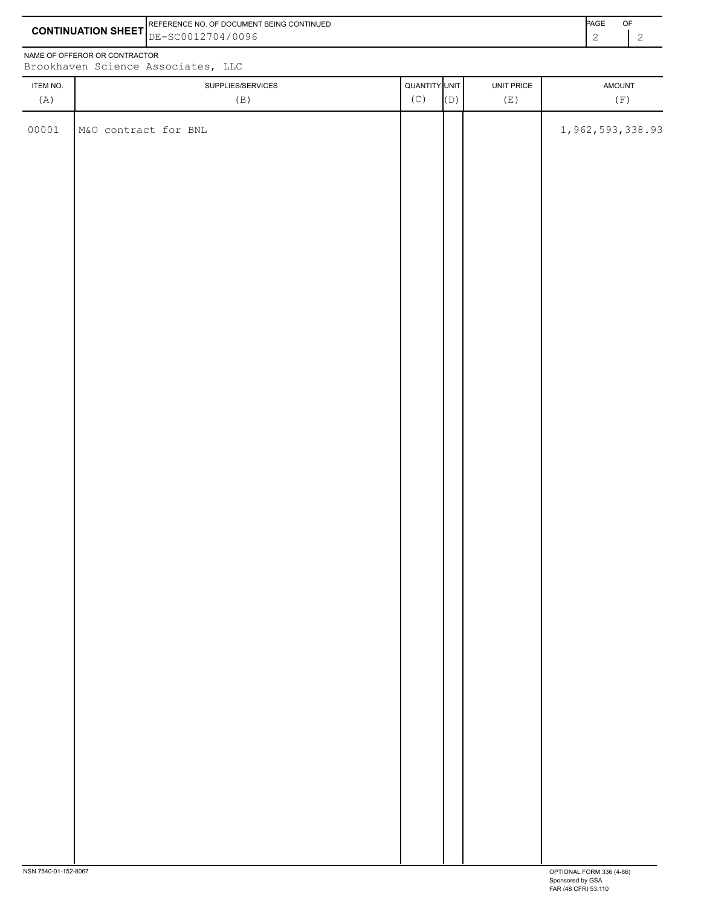**CONTINUATION SHEET**

REFERENCE NO. OF DOCUMENT BEING CONTINUED
DE-SC0012704/0096

NAME OF OFFEROR OR CONTRACTOR
Brookhaven Science Associates, LLC

| ITEM NO. (A) | SUPPLIES/SERVICES (B) | QUANTITY (C) | UNIT (D) | UNIT PRICE (E) | AMOUNT (F) |
|---|---|---|---|---|---|
| 00001 | M&O contract for BNL | | | | 1,962,593,338.93 |

NSN 7540-01-152-8067

OPTIONAL FORM 336 (4-86)
Sponsored by GSA
FAR (48 CFR) 53.110